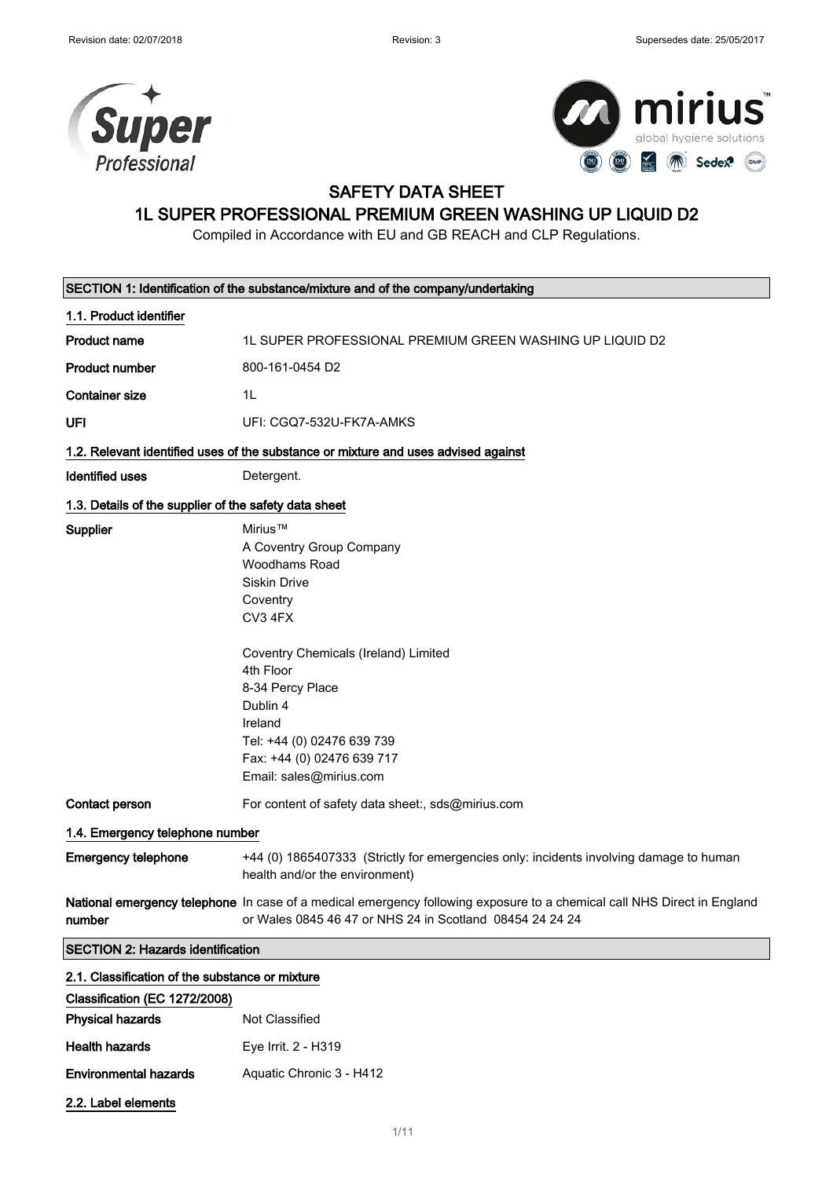# SAFETY DATA SHEET

## 1L SUPER PROFESSIONAL PREMIUM GREEN WASHING UP LIQUID D2

Compiled in Accordance with EU and GB REACH and CLP Regulations.

### SECTION 1: Identification of the substance/mixture and of the company/undertaking

#### 1.1. Product identifier

| | |
|---|---|
| **Product name** | 1L SUPER PROFESSIONAL PREMIUM GREEN WASHING UP LIQUID D2 |
| **Product number** | 800-161-0454 D2 |
| **Container size** | 1L |
| **UFI** | UFI: CGQ7-532U-FK7A-AMKS |

#### 1.2. Relevant identified uses of the substance or mixture and uses advised against

**Identified uses** Detergent.

#### 1.3. Details of the supplier of the safety data sheet

**Supplier**

Mirius™
A Coventry Group Company
Woodhams Road
Siskin Drive
Coventry
CV3 4FX

Coventry Chemicals (Ireland) Limited
4th Floor
8-34 Percy Place
Dublin 4
Ireland
Tel: +44 (0) 02476 639 739
Fax: +44 (0) 02476 639 717
Email: sales@mirius.com

**Contact person** For content of safety data sheet:, sds@mirius.com

#### 1.4. Emergency telephone number

**Emergency telephone** +44 (0) 1865407333 (Strictly for emergencies only: incidents involving damage to human health and/or the environment)

**National emergency telephone number** In case of a medical emergency following exposure to a chemical call NHS Direct in England or Wales 0845 46 47 or NHS 24 in Scotland 08454 24 24 24

### SECTION 2: Hazards identification

#### 2.1. Classification of the substance or mixture

**Classification (EC 1272/2008)**

| | |
|---|---|
| **Physical hazards** | Not Classified |
| **Health hazards** | Eye Irrit. 2 - H319 |
| **Environmental hazards** | Aquatic Chronic 3 - H412 |

#### 2.2. Label elements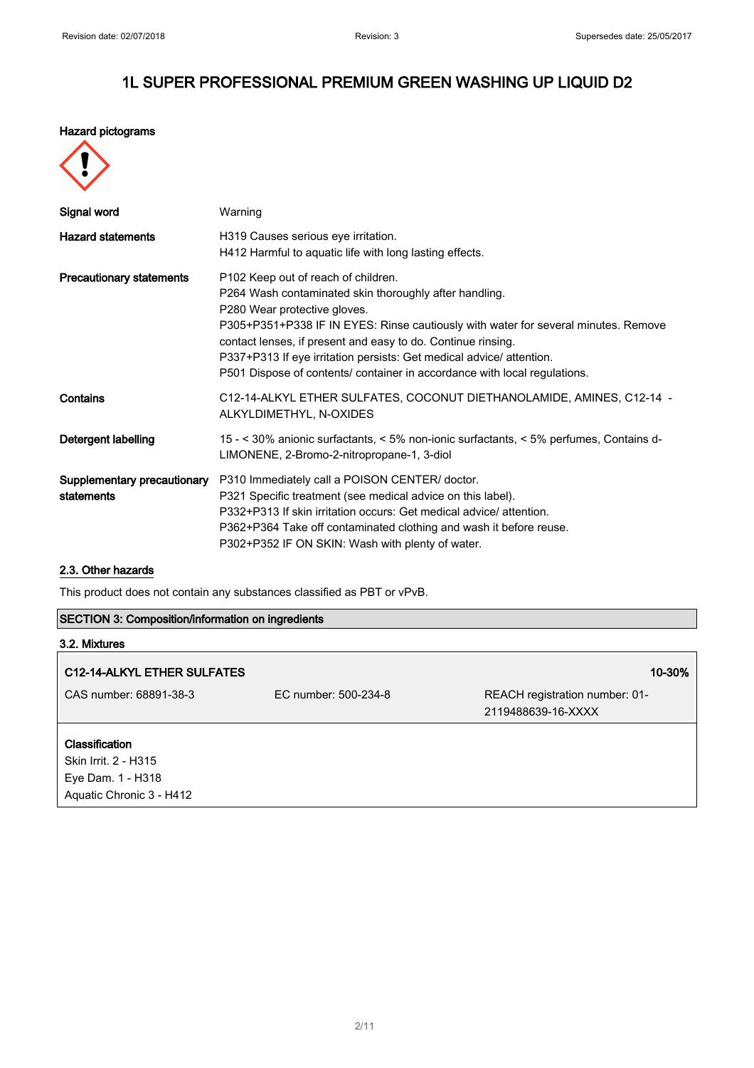# 1L SUPER PROFESSIONAL PREMIUM GREEN WASHING UP LIQUID D2

**Hazard pictograms**

| | |
|---|---|
| **Signal word** | Warning |
| **Hazard statements** | H319 Causes serious eye irritation.<br>H412 Harmful to aquatic life with long lasting effects. |
| **Precautionary statements** | P102 Keep out of reach of children.<br>P264 Wash contaminated skin thoroughly after handling.<br>P280 Wear protective gloves.<br>P305+P351+P338 IF IN EYES: Rinse cautiously with water for several minutes. Remove contact lenses, if present and easy to do. Continue rinsing.<br>P337+P313 If eye irritation persists: Get medical advice/ attention.<br>P501 Dispose of contents/ container in accordance with local regulations. |
| **Contains** | C12-14-ALKYL ETHER SULFATES, COCONUT DIETHANOLAMIDE, AMINES, C12-14 - ALKYLDIMETHYL, N-OXIDES |
| **Detergent labelling** | 15 - < 30% anionic surfactants, < 5% non-ionic surfactants, < 5% perfumes, Contains d-LIMONENE, 2-Bromo-2-nitropropane-1, 3-diol |
| **Supplementary precautionary statements** | P310 Immediately call a POISON CENTER/ doctor.<br>P321 Specific treatment (see medical advice on this label).<br>P332+P313 If skin irritation occurs: Get medical advice/ attention.<br>P362+P364 Take off contaminated clothing and wash it before reuse.<br>P302+P352 IF ON SKIN: Wash with plenty of water. |

### 2.3. Other hazards

This product does not contain any substances classified as PBT or vPvB.

## SECTION 3: Composition/information on ingredients

### 3.2. Mixtures

| **C12-14-ALKYL ETHER SULFATES** | | **10-30%** |
|---|---|---|
| CAS number: 68891-38-3 | EC number: 500-234-8 | REACH registration number: 01-2119488639-16-XXXX |

**Classification**
Skin Irrit. 2 - H315
Eye Dam. 1 - H318
Aquatic Chronic 3 - H412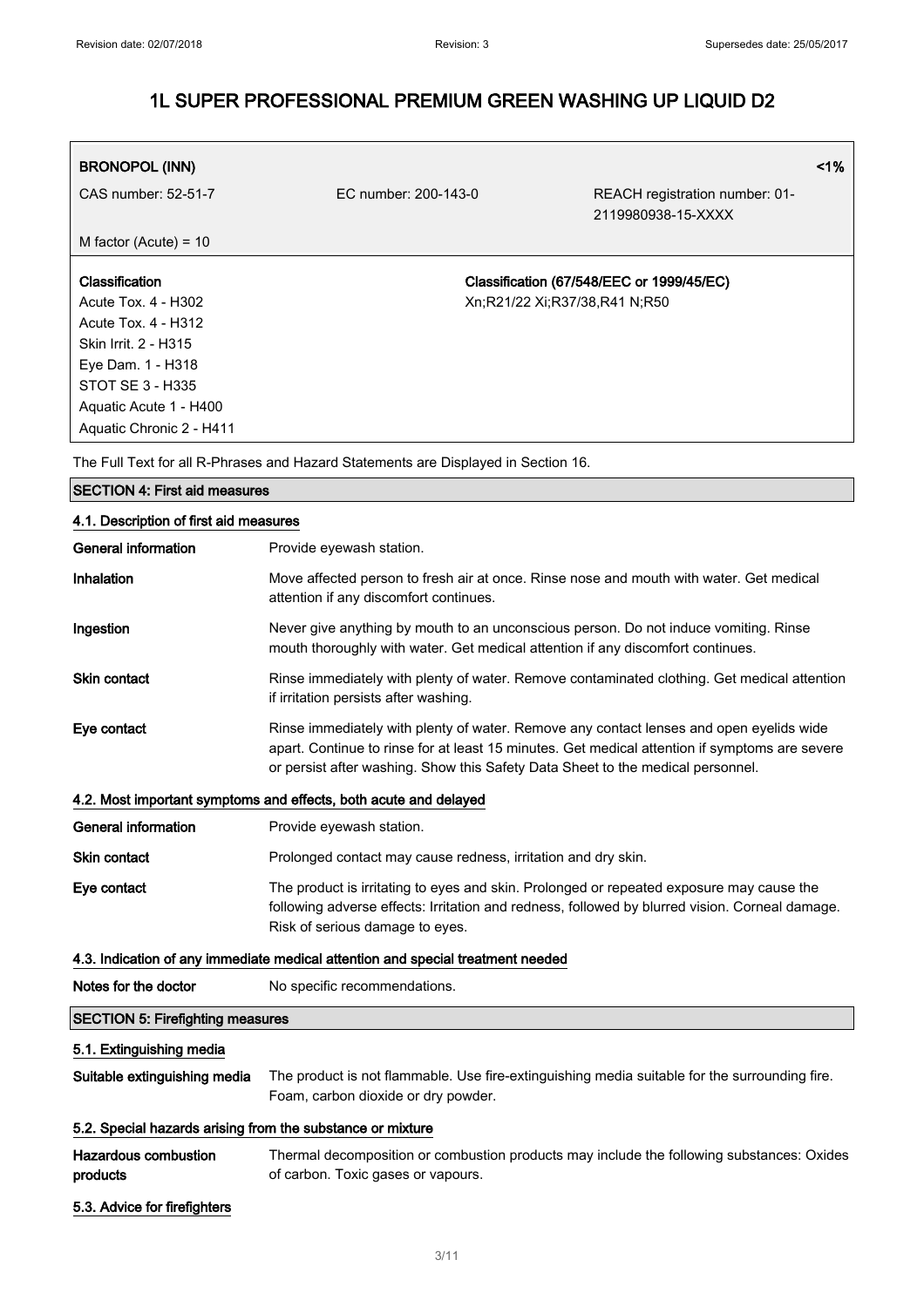# 1L SUPER PROFESSIONAL PREMIUM GREEN WASHING UP LIQUID D2

| **BRONOPOL (INN)** | | <1% |
|---|---|---|
| CAS number: 52-51-7 | EC number: 200-143-0 | REACH registration number: 01-2119980938-15-XXXX |
| M factor (Acute) = 10 | | |

| **Classification** | **Classification (67/548/EEC or 1999/45/EC)** |
|---|---|
| Acute Tox. 4 - H302<br>Acute Tox. 4 - H312<br>Skin Irrit. 2 - H315<br>Eye Dam. 1 - H318<br>STOT SE 3 - H335<br>Aquatic Acute 1 - H400<br>Aquatic Chronic 2 - H411 | Xn;R21/22 Xi;R37/38,R41 N;R50 |

The Full Text for all R-Phrases and Hazard Statements are Displayed in Section 16.

## SECTION 4: First aid measures

### 4.1. Description of first aid measures

**General information** Provide eyewash station.

**Inhalation** Move affected person to fresh air at once. Rinse nose and mouth with water. Get medical attention if any discomfort continues.

**Ingestion** Never give anything by mouth to an unconscious person. Do not induce vomiting. Rinse mouth thoroughly with water. Get medical attention if any discomfort continues.

**Skin contact** Rinse immediately with plenty of water. Remove contaminated clothing. Get medical attention if irritation persists after washing.

**Eye contact** Rinse immediately with plenty of water. Remove any contact lenses and open eyelids wide apart. Continue to rinse for at least 15 minutes. Get medical attention if symptoms are severe or persist after washing. Show this Safety Data Sheet to the medical personnel.

### 4.2. Most important symptoms and effects, both acute and delayed

**General information** Provide eyewash station.

**Skin contact** Prolonged contact may cause redness, irritation and dry skin.

**Eye contact** The product is irritating to eyes and skin. Prolonged or repeated exposure may cause the following adverse effects: Irritation and redness, followed by blurred vision. Corneal damage. Risk of serious damage to eyes.

### 4.3. Indication of any immediate medical attention and special treatment needed

**Notes for the doctor** No specific recommendations.

## SECTION 5: Firefighting measures

### 5.1. Extinguishing media

**Suitable extinguishing media** The product is not flammable. Use fire-extinguishing media suitable for the surrounding fire. Foam, carbon dioxide or dry powder.

### 5.2. Special hazards arising from the substance or mixture

**Hazardous combustion products** Thermal decomposition or combustion products may include the following substances: Oxides of carbon. Toxic gases or vapours.

### 5.3. Advice for firefighters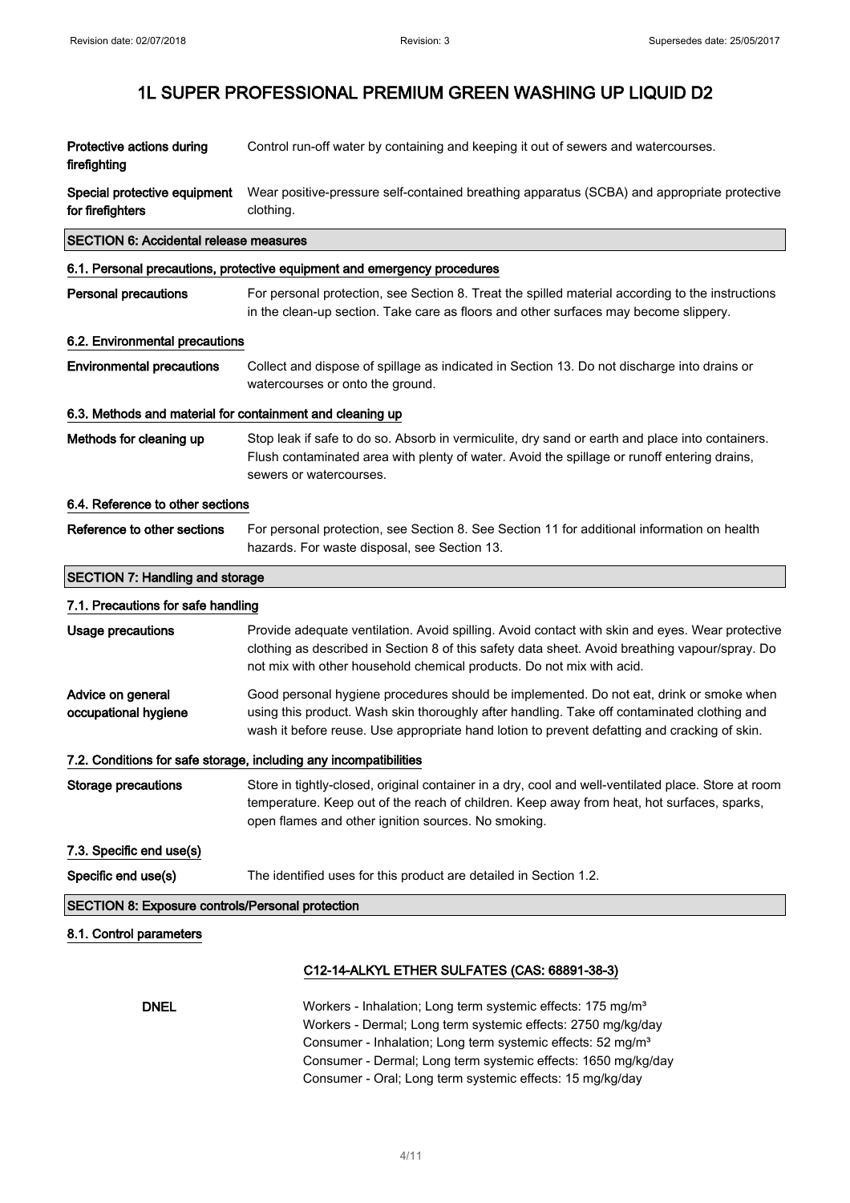| | |
|---|---|
| **Protective actions during firefighting** | Control run-off water by containing and keeping it out of sewers and watercourses. |
| **Special protective equipment for firefighters** | Wear positive-pressure self-contained breathing apparatus (SCBA) and appropriate protective clothing. |

## SECTION 6: Accidental release measures

### 6.1. Personal precautions, protective equipment and emergency procedures

| | |
|---|---|
| **Personal precautions** | For personal protection, see Section 8. Treat the spilled material according to the instructions in the clean-up section. Take care as floors and other surfaces may become slippery. |

### 6.2. Environmental precautions

| | |
|---|---|
| **Environmental precautions** | Collect and dispose of spillage as indicated in Section 13. Do not discharge into drains or watercourses or onto the ground. |

### 6.3. Methods and material for containment and cleaning up

| | |
|---|---|
| **Methods for cleaning up** | Stop leak if safe to do so. Absorb in vermiculite, dry sand or earth and place into containers. Flush contaminated area with plenty of water. Avoid the spillage or runoff entering drains, sewers or watercourses. |

### 6.4. Reference to other sections

| | |
|---|---|
| **Reference to other sections** | For personal protection, see Section 8. See Section 11 for additional information on health hazards. For waste disposal, see Section 13. |

## SECTION 7: Handling and storage

### 7.1. Precautions for safe handling

| | |
|---|---|
| **Usage precautions** | Provide adequate ventilation. Avoid spilling. Avoid contact with skin and eyes. Wear protective clothing as described in Section 8 of this safety data sheet. Avoid breathing vapour/spray. Do not mix with other household chemical products. Do not mix with acid. |
| **Advice on general occupational hygiene** | Good personal hygiene procedures should be implemented. Do not eat, drink or smoke when using this product. Wash skin thoroughly after handling. Take off contaminated clothing and wash it before reuse. Use appropriate hand lotion to prevent defatting and cracking of skin. |

### 7.2. Conditions for safe storage, including any incompatibilities

| | |
|---|---|
| **Storage precautions** | Store in tightly-closed, original container in a dry, cool and well-ventilated place. Store at room temperature. Keep out of the reach of children. Keep away from heat, hot surfaces, sparks, open flames and other ignition sources. No smoking. |

### 7.3. Specific end use(s)

| | |
|---|---|
| **Specific end use(s)** | The identified uses for this product are detailed in Section 1.2. |

## SECTION 8: Exposure controls/Personal protection

### 8.1. Control parameters

**C12-14-ALKYL ETHER SULFATES (CAS: 68891-38-3)**

**DNEL**

Workers - Inhalation; Long term systemic effects: 175 mg/m³
Workers - Dermal; Long term systemic effects: 2750 mg/kg/day
Consumer - Inhalation; Long term systemic effects: 52 mg/m³
Consumer - Dermal; Long term systemic effects: 1650 mg/kg/day
Consumer - Oral; Long term systemic effects: 15 mg/kg/day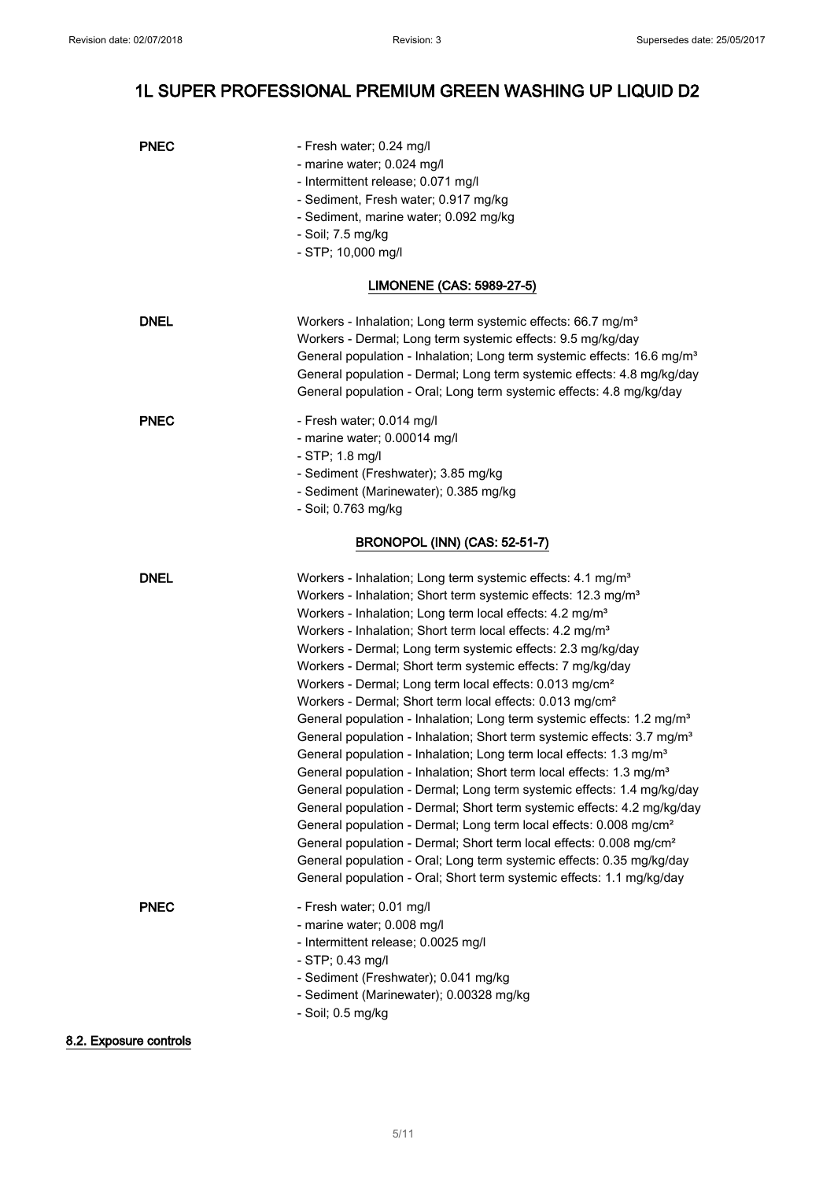**PNEC**

- Fresh water; 0.24 mg/l
- marine water; 0.024 mg/l
- Intermittent release; 0.071 mg/l
- Sediment, Fresh water; 0.917 mg/kg
- Sediment, marine water; 0.092 mg/kg
- Soil; 7.5 mg/kg
- STP; 10,000 mg/l

**LIMONENE (CAS: 5989-27-5)**

**DNEL**

Workers - Inhalation; Long term systemic effects: 66.7 mg/m³
Workers - Dermal; Long term systemic effects: 9.5 mg/kg/day
General population - Inhalation; Long term systemic effects: 16.6 mg/m³
General population - Dermal; Long term systemic effects: 4.8 mg/kg/day
General population - Oral; Long term systemic effects: 4.8 mg/kg/day

**PNEC**

- Fresh water; 0.014 mg/l
- marine water; 0.00014 mg/l
- STP; 1.8 mg/l
- Sediment (Freshwater); 3.85 mg/kg
- Sediment (Marinewater); 0.385 mg/kg
- Soil; 0.763 mg/kg

**BRONOPOL (INN) (CAS: 52-51-7)**

**DNEL**

Workers - Inhalation; Long term systemic effects: 4.1 mg/m³
Workers - Inhalation; Short term systemic effects: 12.3 mg/m³
Workers - Inhalation; Long term local effects: 4.2 mg/m³
Workers - Inhalation; Short term local effects: 4.2 mg/m³
Workers - Dermal; Long term systemic effects: 2.3 mg/kg/day
Workers - Dermal; Short term systemic effects: 7 mg/kg/day
Workers - Dermal; Long term local effects: 0.013 mg/cm²
Workers - Dermal; Short term local effects: 0.013 mg/cm²
General population - Inhalation; Long term systemic effects: 1.2 mg/m³
General population - Inhalation; Short term systemic effects: 3.7 mg/m³
General population - Inhalation; Long term local effects: 1.3 mg/m³
General population - Inhalation; Short term local effects: 1.3 mg/m³
General population - Dermal; Long term systemic effects: 1.4 mg/kg/day
General population - Dermal; Short term systemic effects: 4.2 mg/kg/day
General population - Dermal; Long term local effects: 0.008 mg/cm²
General population - Dermal; Short term local effects: 0.008 mg/cm²
General population - Oral; Long term systemic effects: 0.35 mg/kg/day
General population - Oral; Short term systemic effects: 1.1 mg/kg/day

**PNEC**

- Fresh water; 0.01 mg/l
- marine water; 0.008 mg/l
- Intermittent release; 0.0025 mg/l
- STP; 0.43 mg/l
- Sediment (Freshwater); 0.041 mg/kg
- Sediment (Marinewater); 0.00328 mg/kg
- Soil; 0.5 mg/kg

## 8.2. Exposure controls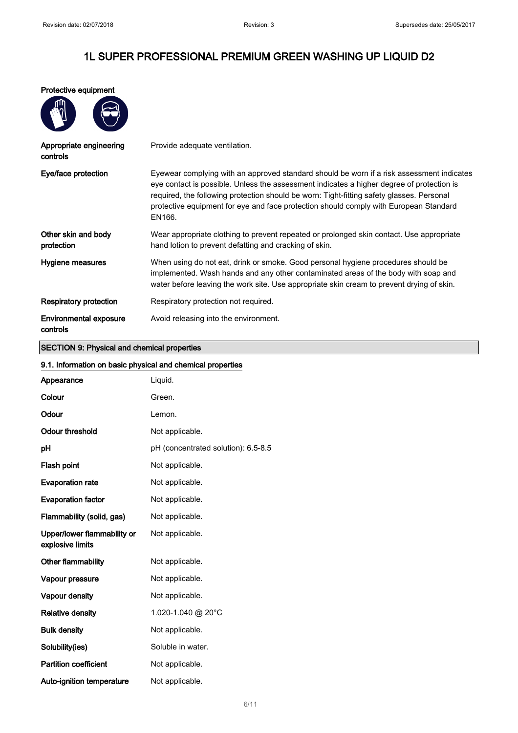# 1L SUPER PROFESSIONAL PREMIUM GREEN WASHING UP LIQUID D2

**Protective equipment**

| | |
|---|---|
| **Appropriate engineering controls** | Provide adequate ventilation. |
| **Eye/face protection** | Eyewear complying with an approved standard should be worn if a risk assessment indicates eye contact is possible. Unless the assessment indicates a higher degree of protection is required, the following protection should be worn: Tight-fitting safety glasses. Personal protective equipment for eye and face protection should comply with European Standard EN166. |
| **Other skin and body protection** | Wear appropriate clothing to prevent repeated or prolonged skin contact. Use appropriate hand lotion to prevent defatting and cracking of skin. |
| **Hygiene measures** | When using do not eat, drink or smoke. Good personal hygiene procedures should be implemented. Wash hands and any other contaminated areas of the body with soap and water before leaving the work site. Use appropriate skin cream to prevent drying of skin. |
| **Respiratory protection** | Respiratory protection not required. |
| **Environmental exposure controls** | Avoid releasing into the environment. |

## SECTION 9: Physical and chemical properties

### 9.1. Information on basic physical and chemical properties

| | |
|---|---|
| **Appearance** | Liquid. |
| **Colour** | Green. |
| **Odour** | Lemon. |
| **Odour threshold** | Not applicable. |
| **pH** | pH (concentrated solution): 6.5-8.5 |
| **Flash point** | Not applicable. |
| **Evaporation rate** | Not applicable. |
| **Evaporation factor** | Not applicable. |
| **Flammability (solid, gas)** | Not applicable. |
| **Upper/lower flammability or explosive limits** | Not applicable. |
| **Other flammability** | Not applicable. |
| **Vapour pressure** | Not applicable. |
| **Vapour density** | Not applicable. |
| **Relative density** | 1.020-1.040 @ 20°C |
| **Bulk density** | Not applicable. |
| **Solubility(ies)** | Soluble in water. |
| **Partition coefficient** | Not applicable. |
| **Auto-ignition temperature** | Not applicable. |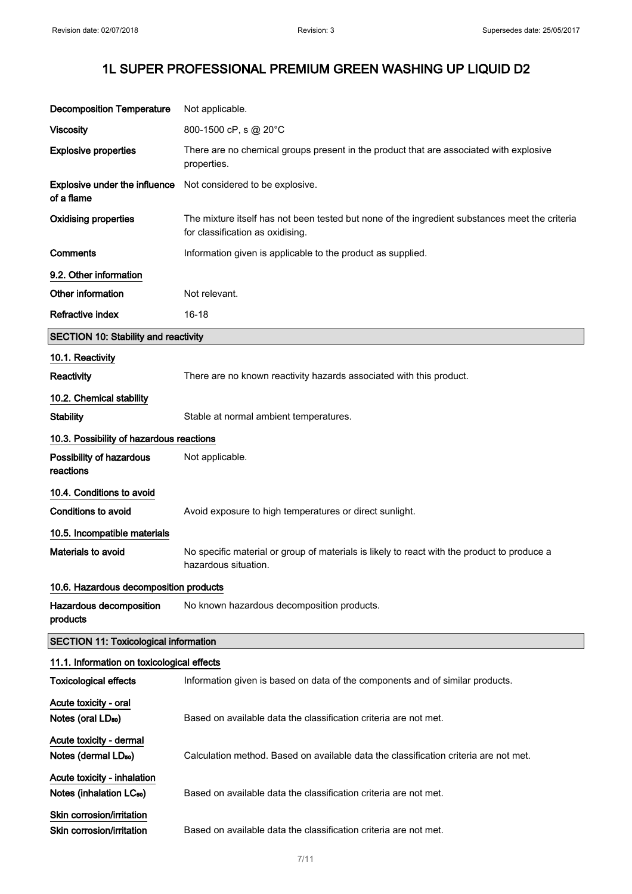| | |
|---|---|
| **Decomposition Temperature** | Not applicable. |
| **Viscosity** | 800-1500 cP, s @ 20°C |
| **Explosive properties** | There are no chemical groups present in the product that are associated with explosive properties. |
| **Explosive under the influence of a flame** | Not considered to be explosive. |
| **Oxidising properties** | The mixture itself has not been tested but none of the ingredient substances meet the criteria for classification as oxidising. |
| **Comments** | Information given is applicable to the product as supplied. |

### 9.2. Other information

| | |
|---|---|
| **Other information** | Not relevant. |
| **Refractive index** | 16-18 |

## SECTION 10: Stability and reactivity

### 10.1. Reactivity

**Reactivity** There are no known reactivity hazards associated with this product.

### 10.2. Chemical stability

**Stability** Stable at normal ambient temperatures.

### 10.3. Possibility of hazardous reactions

**Possibility of hazardous reactions** Not applicable.

### 10.4. Conditions to avoid

**Conditions to avoid** Avoid exposure to high temperatures or direct sunlight.

### 10.5. Incompatible materials

**Materials to avoid** No specific material or group of materials is likely to react with the product to produce a hazardous situation.

### 10.6. Hazardous decomposition products

**Hazardous decomposition products** No known hazardous decomposition products.

## SECTION 11: Toxicological information

### 11.1. Information on toxicological effects

**Toxicological effects** Information given is based on data of the components and of similar products.

**Acute toxicity - oral**

**Notes (oral $LD_{50}$)** Based on available data the classification criteria are not met.

**Acute toxicity - dermal**

**Notes (dermal $LD_{50}$)** Calculation method. Based on available data the classification criteria are not met.

**Acute toxicity - inhalation**

**Notes (inhalation $LC_{50}$)** Based on available data the classification criteria are not met.

**Skin corrosion/irritation**

**Skin corrosion/irritation** Based on available data the classification criteria are not met.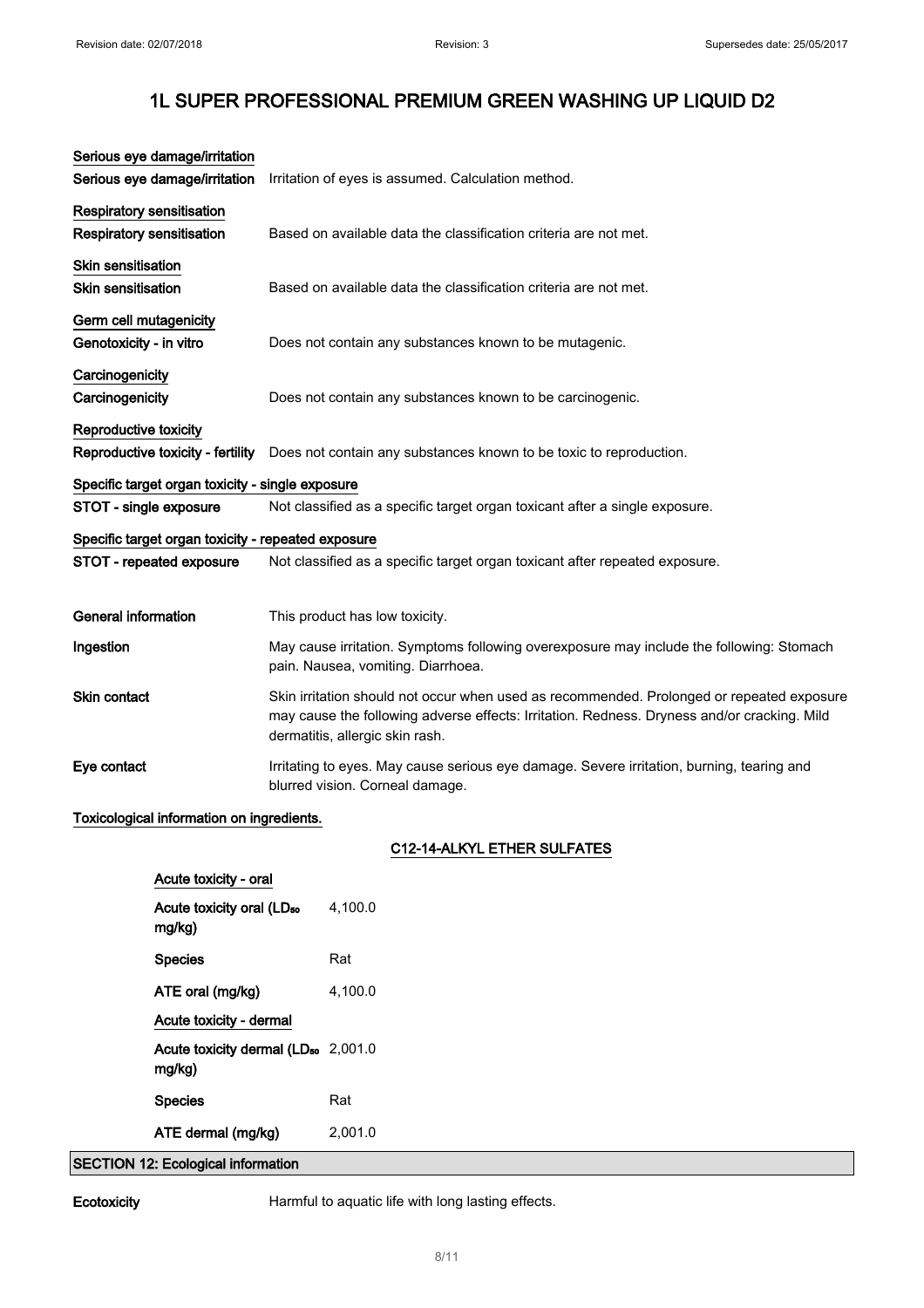# 1L SUPER PROFESSIONAL PREMIUM GREEN WASHING UP LIQUID D2

**Serious eye damage/irritation**

| | |
|---|---|
| **Serious eye damage/irritation** | Irritation of eyes is assumed. Calculation method. |

**Respiratory sensitisation**

| | |
|---|---|
| **Respiratory sensitisation** | Based on available data the classification criteria are not met. |

**Skin sensitisation**

| | |
|---|---|
| **Skin sensitisation** | Based on available data the classification criteria are not met. |

**Germ cell mutagenicity**

| | |
|---|---|
| **Genotoxicity - in vitro** | Does not contain any substances known to be mutagenic. |

**Carcinogenicity**

| | |
|---|---|
| **Carcinogenicity** | Does not contain any substances known to be carcinogenic. |

**Reproductive toxicity**

| | |
|---|---|
| **Reproductive toxicity - fertility** | Does not contain any substances known to be toxic to reproduction. |

**Specific target organ toxicity - single exposure**

| | |
|---|---|
| **STOT - single exposure** | Not classified as a specific target organ toxicant after a single exposure. |

**Specific target organ toxicity - repeated exposure**

| | |
|---|---|
| **STOT - repeated exposure** | Not classified as a specific target organ toxicant after repeated exposure. |

| | |
|---|---|
| **General information** | This product has low toxicity. |
| **Ingestion** | May cause irritation. Symptoms following overexposure may include the following: Stomach pain. Nausea, vomiting. Diarrhoea. |
| **Skin contact** | Skin irritation should not occur when used as recommended. Prolonged or repeated exposure may cause the following adverse effects: Irritation. Redness. Dryness and/or cracking. Mild dermatitis, allergic skin rash. |
| **Eye contact** | Irritating to eyes. May cause serious eye damage. Severe irritation, burning, tearing and blurred vision. Corneal damage. |

**Toxicological information on ingredients.**

**C12-14-ALKYL ETHER SULFATES**

**Acute toxicity - oral**

| | |
|---|---|
| **Acute toxicity oral ($LD_{50}$ mg/kg)** | 4,100.0 |
| **Species** | Rat |
| **ATE oral (mg/kg)** | 4,100.0 |

**Acute toxicity - dermal**

| | |
|---|---|
| **Acute toxicity dermal ($LD_{50}$ mg/kg)** | 2,001.0 |
| **Species** | Rat |
| **ATE dermal (mg/kg)** | 2,001.0 |

## SECTION 12: Ecological information

| | |
|---|---|
| **Ecotoxicity** | Harmful to aquatic life with long lasting effects. |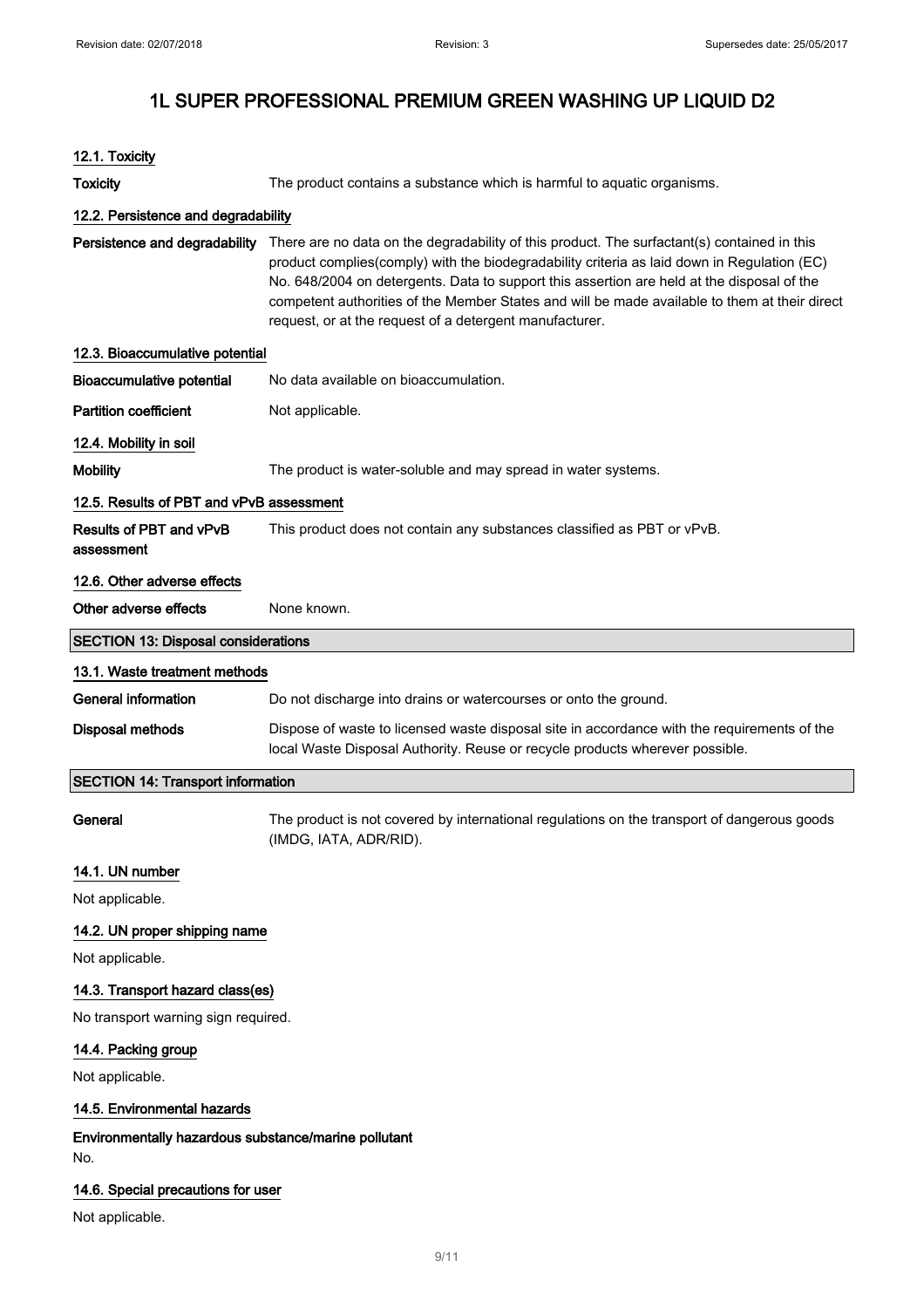# 1L SUPER PROFESSIONAL PREMIUM GREEN WASHING UP LIQUID D2

### 12.1. Toxicity

**Toxicity** The product contains a substance which is harmful to aquatic organisms.

### 12.2. Persistence and degradability

**Persistence and degradability** There are no data on the degradability of this product. The surfactant(s) contained in this product complies(comply) with the biodegradability criteria as laid down in Regulation (EC) No. 648/2004 on detergents. Data to support this assertion are held at the disposal of the competent authorities of the Member States and will be made available to them at their direct request, or at the request of a detergent manufacturer.

### 12.3. Bioaccumulative potential

**Bioaccumulative potential** No data available on bioaccumulation.

**Partition coefficient** Not applicable.

### 12.4. Mobility in soil

**Mobility** The product is water-soluble and may spread in water systems.

### 12.5. Results of PBT and vPvB assessment

**Results of PBT and vPvB assessment** This product does not contain any substances classified as PBT or vPvB.

### 12.6. Other adverse effects

**Other adverse effects** None known.

## SECTION 13: Disposal considerations

### 13.1. Waste treatment methods

**General information** Do not discharge into drains or watercourses or onto the ground.

**Disposal methods** Dispose of waste to licensed waste disposal site in accordance with the requirements of the local Waste Disposal Authority. Reuse or recycle products wherever possible.

## SECTION 14: Transport information

**General** The product is not covered by international regulations on the transport of dangerous goods (IMDG, IATA, ADR/RID).

### 14.1. UN number

Not applicable.

### 14.2. UN proper shipping name

Not applicable.

### 14.3. Transport hazard class(es)

No transport warning sign required.

### 14.4. Packing group

Not applicable.

### 14.5. Environmental hazards

**Environmentally hazardous substance/marine pollutant**

No.

### 14.6. Special precautions for user

Not applicable.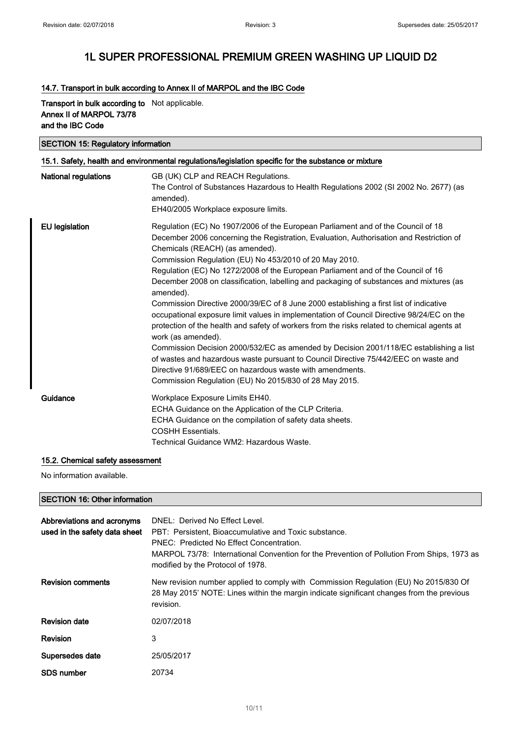### 14.7. Transport in bulk according to Annex II of MARPOL and the IBC Code

| | |
|---|---|
| **Transport in bulk according to Annex II of MARPOL 73/78 and the IBC Code** | Not applicable. |

## SECTION 15: Regulatory information

### 15.1. Safety, health and environmental regulations/legislation specific for the substance or mixture

| | |
|---|---|
| **National regulations** | GB (UK) CLP and REACH Regulations.<br>The Control of Substances Hazardous to Health Regulations 2002 (SI 2002 No. 2677) (as amended).<br>EH40/2005 Workplace exposure limits. |
| **EU legislation** | Regulation (EC) No 1907/2006 of the European Parliament and of the Council of 18 December 2006 concerning the Registration, Evaluation, Authorisation and Restriction of Chemicals (REACH) (as amended).<br>Commission Regulation (EU) No 453/2010 of 20 May 2010.<br>Regulation (EC) No 1272/2008 of the European Parliament and of the Council of 16 December 2008 on classification, labelling and packaging of substances and mixtures (as amended).<br>Commission Directive 2000/39/EC of 8 June 2000 establishing a first list of indicative occupational exposure limit values in implementation of Council Directive 98/24/EC on the protection of the health and safety of workers from the risks related to chemical agents at work (as amended).<br>Commission Decision 2000/532/EC as amended by Decision 2001/118/EC establishing a list of wastes and hazardous waste pursuant to Council Directive 75/442/EEC on waste and Directive 91/689/EEC on hazardous waste with amendments.<br>Commission Regulation (EU) No 2015/830 of 28 May 2015. |
| **Guidance** | Workplace Exposure Limits EH40.<br>ECHA Guidance on the Application of the CLP Criteria.<br>ECHA Guidance on the compilation of safety data sheets.<br>COSHH Essentials.<br>Technical Guidance WM2: Hazardous Waste. |

### 15.2. Chemical safety assessment

No information available.

## SECTION 16: Other information

| | |
|---|---|
| **Abbreviations and acronyms used in the safety data sheet** | DNEL: Derived No Effect Level.<br>PBT: Persistent, Bioaccumulative and Toxic substance.<br>PNEC: Predicted No Effect Concentration.<br>MARPOL 73/78: International Convention for the Prevention of Pollution From Ships, 1973 as modified by the Protocol of 1978. |
| **Revision comments** | New revision number applied to comply with Commission Regulation (EU) No 2015/830 Of 28 May 2015' NOTE: Lines within the margin indicate significant changes from the previous revision. |
| **Revision date** | 02/07/2018 |
| **Revision** | 3 |
| **Supersedes date** | 25/05/2017 |
| **SDS number** | 20734 |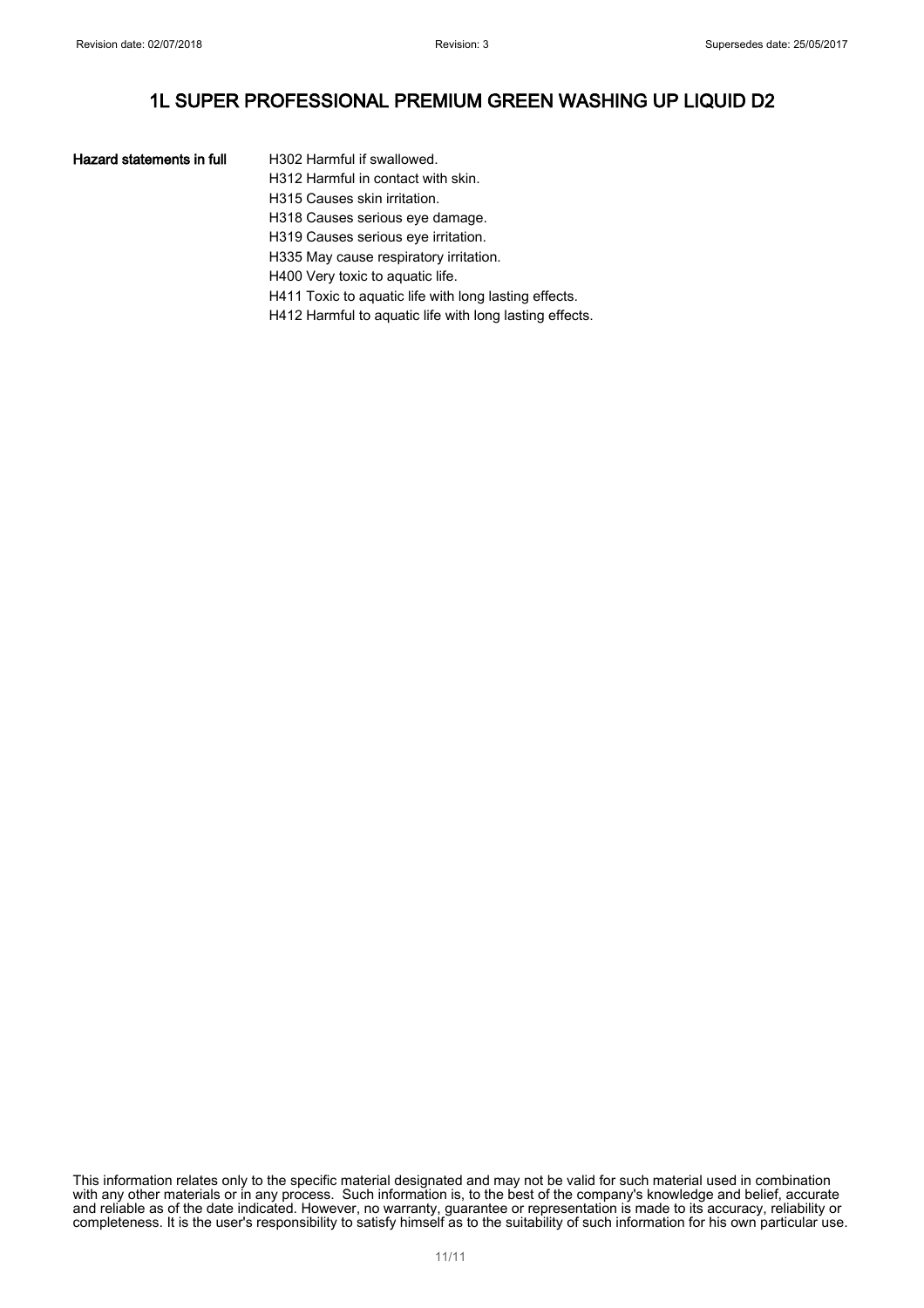**Hazard statements in full**

H302 Harmful if swallowed.
H312 Harmful in contact with skin.
H315 Causes skin irritation.
H318 Causes serious eye damage.
H319 Causes serious eye irritation.
H335 May cause respiratory irritation.
H400 Very toxic to aquatic life.
H411 Toxic to aquatic life with long lasting effects.
H412 Harmful to aquatic life with long lasting effects.

This information relates only to the specific material designated and may not be valid for such material used in combination with any other materials or in any process. Such information is, to the best of the company's knowledge and belief, accurate and reliable as of the date indicated. However, no warranty, guarantee or representation is made to its accuracy, reliability or completeness. It is the user's responsibility to satisfy himself as to the suitability of such information for his own particular use.